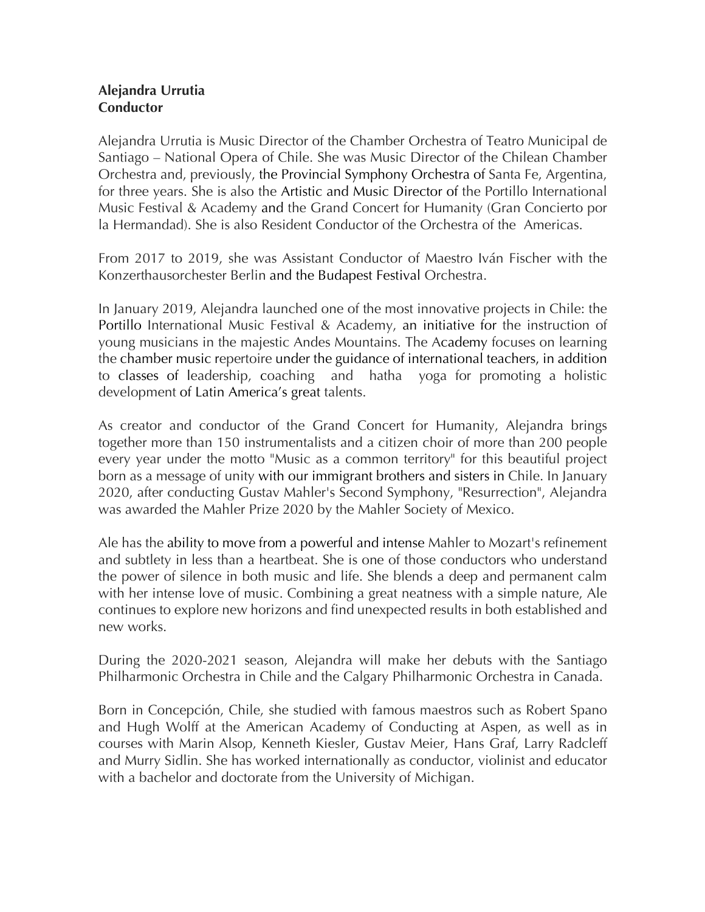**Alejandra Urrutia**
**Conductor**

Alejandra Urrutia is Music Director of the Chamber Orchestra of Teatro Municipal de Santiago – National Opera of Chile. She was Music Director of the Chilean Chamber Orchestra and, previously, the Provincial Symphony Orchestra of Santa Fe, Argentina, for three years. She is also the Artistic and Music Director of the Portillo International Music Festival & Academy and the Grand Concert for Humanity (Gran Concierto por la Hermandad). She is also Resident Conductor of the Orchestra of the Americas.

From 2017 to 2019, she was Assistant Conductor of Maestro Iván Fischer with the Konzerthausorchester Berlin and the Budapest Festival Orchestra.

In January 2019, Alejandra launched one of the most innovative projects in Chile: the Portillo International Music Festival & Academy, an initiative for the instruction of young musicians in the majestic Andes Mountains. The Academy focuses on learning the chamber music repertoire under the guidance of international teachers, in addition to classes of leadership, coaching and hatha yoga for promoting a holistic development of Latin America's great talents.

As creator and conductor of the Grand Concert for Humanity, Alejandra brings together more than 150 instrumentalists and a citizen choir of more than 200 people every year under the motto "Music as a common territory" for this beautiful project born as a message of unity with our immigrant brothers and sisters in Chile. In January 2020, after conducting Gustav Mahler's Second Symphony, "Resurrection", Alejandra was awarded the Mahler Prize 2020 by the Mahler Society of Mexico.

Ale has the ability to move from a powerful and intense Mahler to Mozart's refinement and subtlety in less than a heartbeat. She is one of those conductors who understand the power of silence in both music and life. She blends a deep and permanent calm with her intense love of music. Combining a great neatness with a simple nature, Ale continues to explore new horizons and find unexpected results in both established and new works.

During the 2020-2021 season, Alejandra will make her debuts with the Santiago Philharmonic Orchestra in Chile and the Calgary Philharmonic Orchestra in Canada.

Born in Concepción, Chile, she studied with famous maestros such as Robert Spano and Hugh Wolff at the American Academy of Conducting at Aspen, as well as in courses with Marin Alsop, Kenneth Kiesler, Gustav Meier, Hans Graf, Larry Radcleff and Murry Sidlin. She has worked internationally as conductor, violinist and educator with a bachelor and doctorate from the University of Michigan.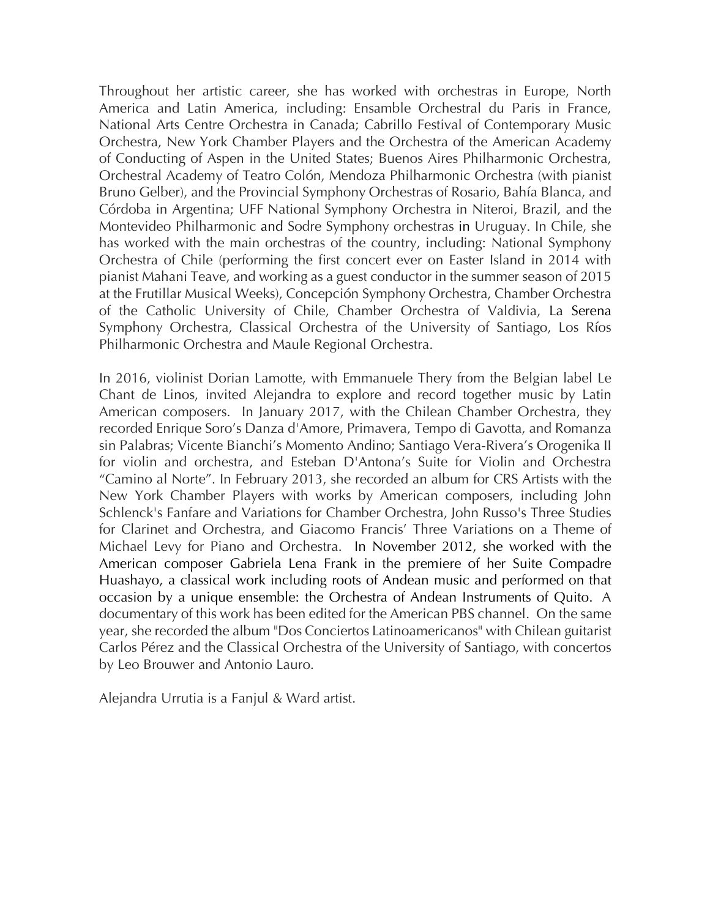Throughout her artistic career, she has worked with orchestras in Europe, North America and Latin America, including: Ensamble Orchestral du Paris in France, National Arts Centre Orchestra in Canada; Cabrillo Festival of Contemporary Music Orchestra, New York Chamber Players and the Orchestra of the American Academy of Conducting of Aspen in the United States; Buenos Aires Philharmonic Orchestra, Orchestral Academy of Teatro Colón, Mendoza Philharmonic Orchestra (with pianist Bruno Gelber), and the Provincial Symphony Orchestras of Rosario, Bahía Blanca, and Córdoba in Argentina; UFF National Symphony Orchestra in Niteroi, Brazil, and the Montevideo Philharmonic and Sodre Symphony orchestras in Uruguay. In Chile, she has worked with the main orchestras of the country, including: National Symphony Orchestra of Chile (performing the first concert ever on Easter Island in 2014 with pianist Mahani Teave, and working as a guest conductor in the summer season of 2015 at the Frutillar Musical Weeks), Concepción Symphony Orchestra, Chamber Orchestra of the Catholic University of Chile, Chamber Orchestra of Valdivia, La Serena Symphony Orchestra, Classical Orchestra of the University of Santiago, Los Ríos Philharmonic Orchestra and Maule Regional Orchestra.

In 2016, violinist Dorian Lamotte, with Emmanuele Thery from the Belgian label Le Chant de Linos, invited Alejandra to explore and record together music by Latin American composers. In January 2017, with the Chilean Chamber Orchestra, they recorded Enrique Soro's Danza d'Amore, Primavera, Tempo di Gavotta, and Romanza sin Palabras; Vicente Bianchi's Momento Andino; Santiago Vera-Rivera's Orogenika II for violin and orchestra, and Esteban D'Antona's Suite for Violin and Orchestra "Camino al Norte". In February 2013, she recorded an album for CRS Artists with the New York Chamber Players with works by American composers, including John Schlenck's Fanfare and Variations for Chamber Orchestra, John Russo's Three Studies for Clarinet and Orchestra, and Giacomo Francis' Three Variations on a Theme of Michael Levy for Piano and Orchestra. In November 2012, she worked with the American composer Gabriela Lena Frank in the premiere of her Suite Compadre Huashayo, a classical work including roots of Andean music and performed on that occasion by a unique ensemble: the Orchestra of Andean Instruments of Quito. A documentary of this work has been edited for the American PBS channel. On the same year, she recorded the album "Dos Conciertos Latinoamericanos" with Chilean guitarist Carlos Pérez and the Classical Orchestra of the University of Santiago, with concertos by Leo Brouwer and Antonio Lauro.

Alejandra Urrutia is a Fanjul & Ward artist.